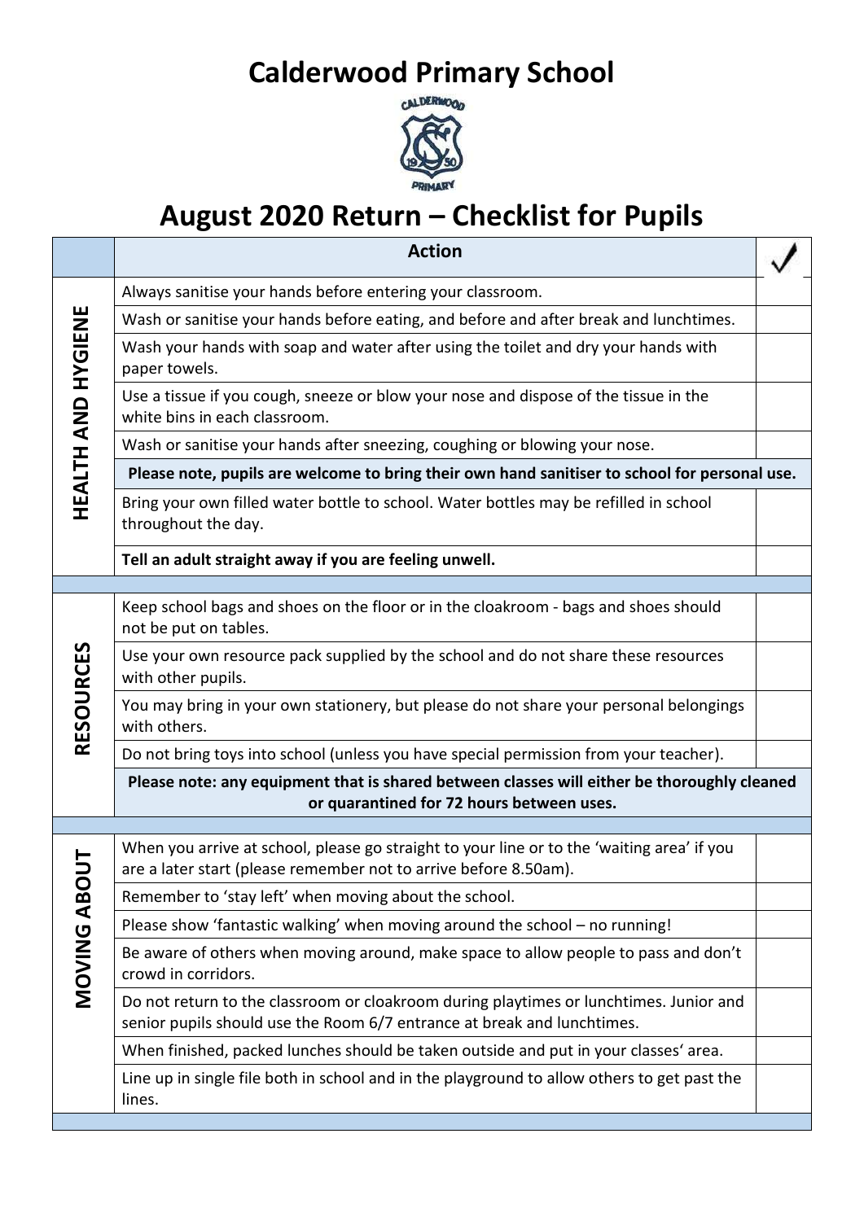# Calderwood Primary School

## August 2020 Return – Checklist for Pupils

| | **Action** | ✓ |
|---|---|---|
| **HEALTH AND HYGIENE** | Always sanitise your hands before entering your classroom. | |
| | Wash or sanitise your hands before eating, and before and after break and lunchtimes. | |
| | Wash your hands with soap and water after using the toilet and dry your hands with paper towels. | |
| | Use a tissue if you cough, sneeze or blow your nose and dispose of the tissue in the white bins in each classroom. | |
| | Wash or sanitise your hands after sneezing, coughing or blowing your nose. | |
| | **Please note, pupils are welcome to bring their own hand sanitiser to school for personal use.** | |
| | Bring your own filled water bottle to school. Water bottles may be refilled in school throughout the day. | |
| | **Tell an adult straight away if you are feeling unwell.** | |
| | | |
| **RESOURCES** | Keep school bags and shoes on the floor or in the cloakroom - bags and shoes should not be put on tables. | |
| | Use your own resource pack supplied by the school and do not share these resources with other pupils. | |
| | You may bring in your own stationery, but please do not share your personal belongings with others. | |
| | Do not bring toys into school (unless you have special permission from your teacher). | |
| | **Please note: any equipment that is shared between classes will either be thoroughly cleaned or quarantined for 72 hours between uses.** | |
| | | |
| **MOVING ABOUT** | When you arrive at school, please go straight to your line or to the 'waiting area' if you are a later start (please remember not to arrive before 8.50am). | |
| | Remember to 'stay left' when moving about the school. | |
| | Please show 'fantastic walking' when moving around the school – no running! | |
| | Be aware of others when moving around, make space to allow people to pass and don't crowd in corridors. | |
| | Do not return to the classroom or cloakroom during playtimes or lunchtimes. Junior and senior pupils should use the Room 6/7 entrance at break and lunchtimes. | |
| | When finished, packed lunches should be taken outside and put in your classes' area. | |
| | Line up in single file both in school and in the playground to allow others to get past the lines. | |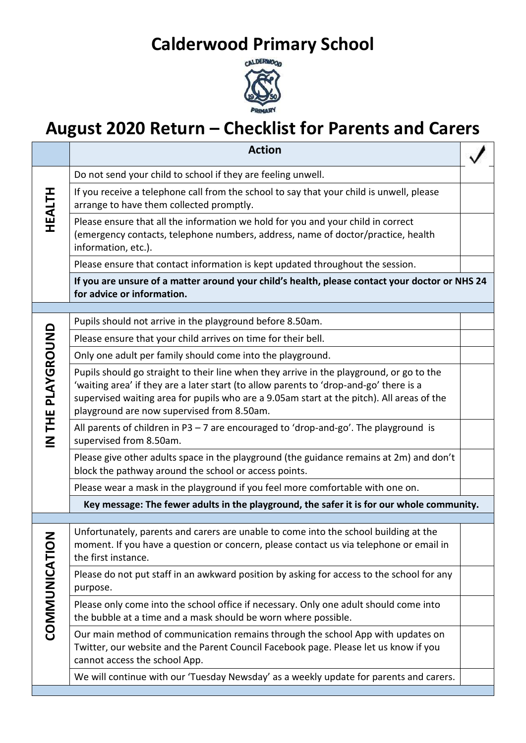# Calderwood Primary School

# August 2020 Return – Checklist for Parents and Carers

| | Action | ✓ |
|---|---|---|
| **HEALTH** | Do not send your child to school if they are feeling unwell. | |
| | If you receive a telephone call from the school to say that your child is unwell, please arrange to have them collected promptly. | |
| | Please ensure that all the information we hold for you and your child in correct (emergency contacts, telephone numbers, address, name of doctor/practice, health information, etc.). | |
| | Please ensure that contact information is kept updated throughout the session. | |
| | **If you are unsure of a matter around your child's health, please contact your doctor or NHS 24 for advice or information.** | |
| | | |
| **IN THE PLAYGROUND** | Pupils should not arrive in the playground before 8.50am. | |
| | Please ensure that your child arrives on time for their bell. | |
| | Only one adult per family should come into the playground. | |
| | Pupils should go straight to their line when they arrive in the playground, or go to the 'waiting area' if they are a later start (to allow parents to 'drop-and-go' there is a supervised waiting area for pupils who are a 9.05am start at the pitch). All areas of the playground are now supervised from 8.50am. | |
| | All parents of children in P3 – 7 are encouraged to 'drop-and-go'. The playground is supervised from 8.50am. | |
| | Please give other adults space in the playground (the guidance remains at 2m) and don't block the pathway around the school or access points. | |
| | Please wear a mask in the playground if you feel more comfortable with one on. | |
| | **Key message: The fewer adults in the playground, the safer it is for our whole community.** | |
| | | |
| **COMMUNICATION** | Unfortunately, parents and carers are unable to come into the school building at the moment. If you have a question or concern, please contact us via telephone or email in the first instance. | |
| | Please do not put staff in an awkward position by asking for access to the school for any purpose. | |
| | Please only come into the school office if necessary. Only one adult should come into the bubble at a time and a mask should be worn where possible. | |
| | Our main method of communication remains through the school App with updates on Twitter, our website and the Parent Council Facebook page. Please let us know if you cannot access the school App. | |
| | We will continue with our 'Tuesday Newsday' as a weekly update for parents and carers. | |